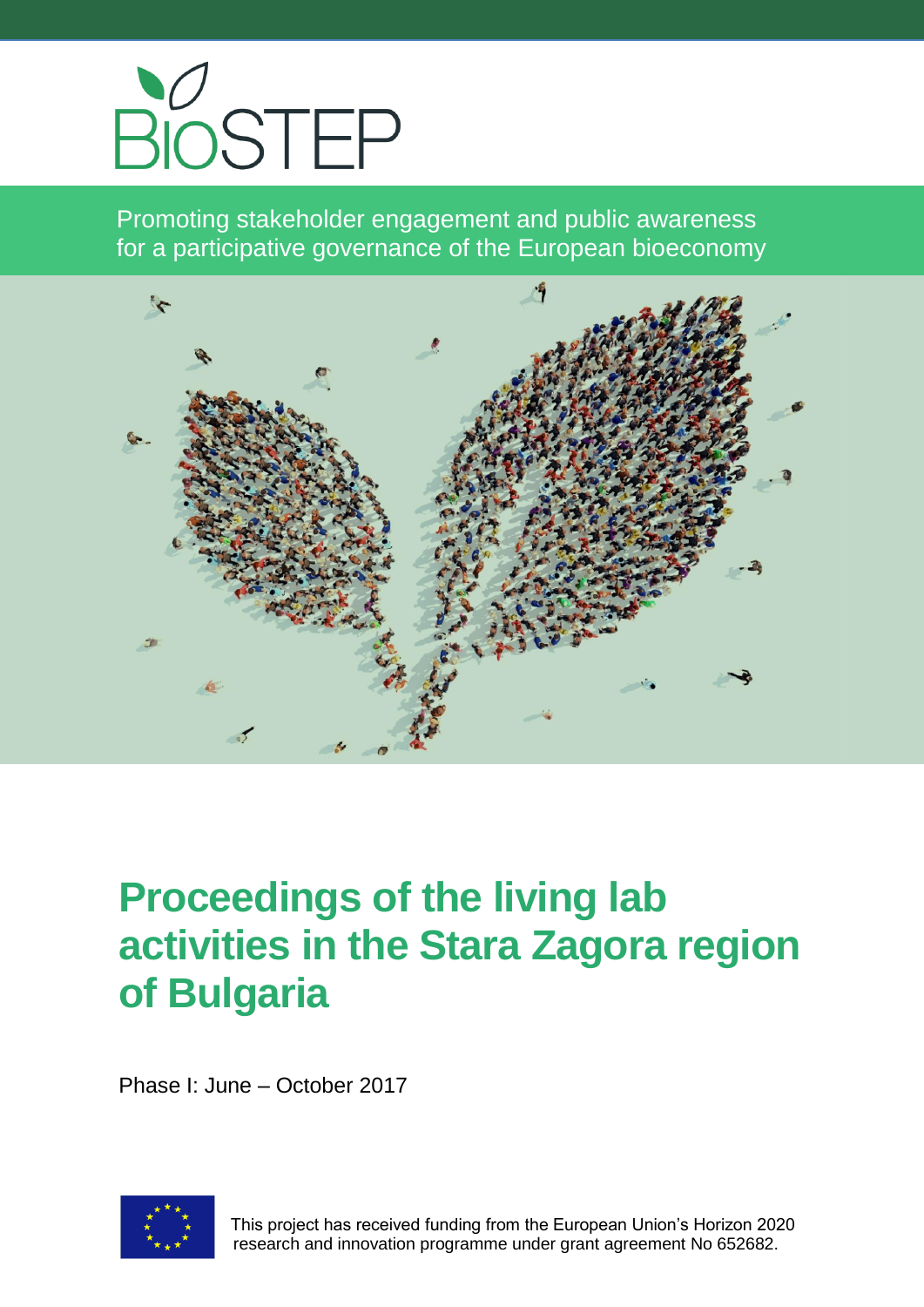BioSTEP

Promoting stakeholder engagement and public awareness for a participative governance of the European bioeconomy

# Proceedings of the living lab activities in the Stara Zagora region of Bulgaria

Phase I: June – October 2017

This project has received funding from the European Union's Horizon 2020 research and innovation programme under grant agreement No 652682.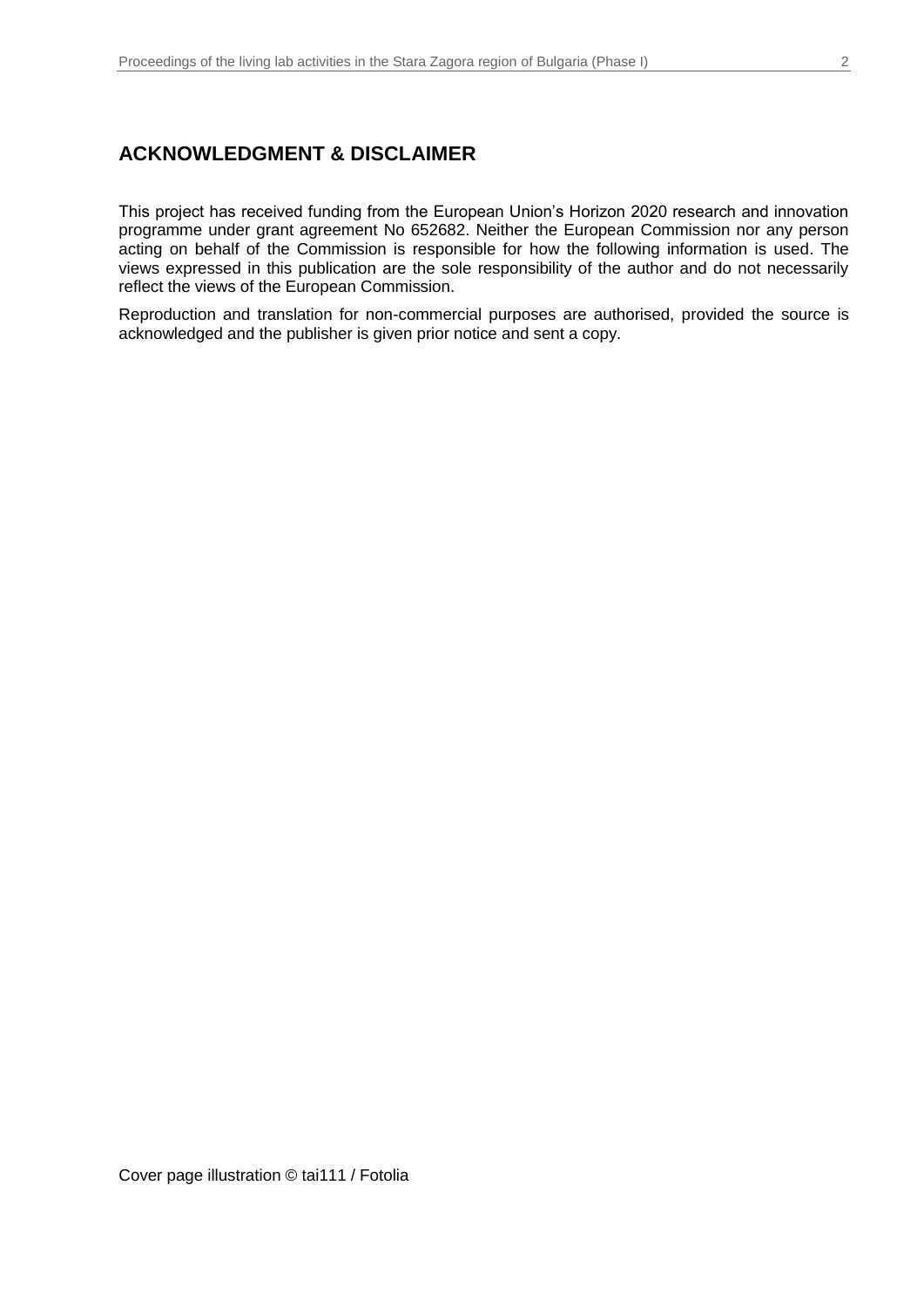## ACKNOWLEDGMENT & DISCLAIMER

This project has received funding from the European Union's Horizon 2020 research and innovation programme under grant agreement No 652682. Neither the European Commission nor any person acting on behalf of the Commission is responsible for how the following information is used. The views expressed in this publication are the sole responsibility of the author and do not necessarily reflect the views of the European Commission.

Reproduction and translation for non-commercial purposes are authorised, provided the source is acknowledged and the publisher is given prior notice and sent a copy.

Cover page illustration © tai111 / Fotolia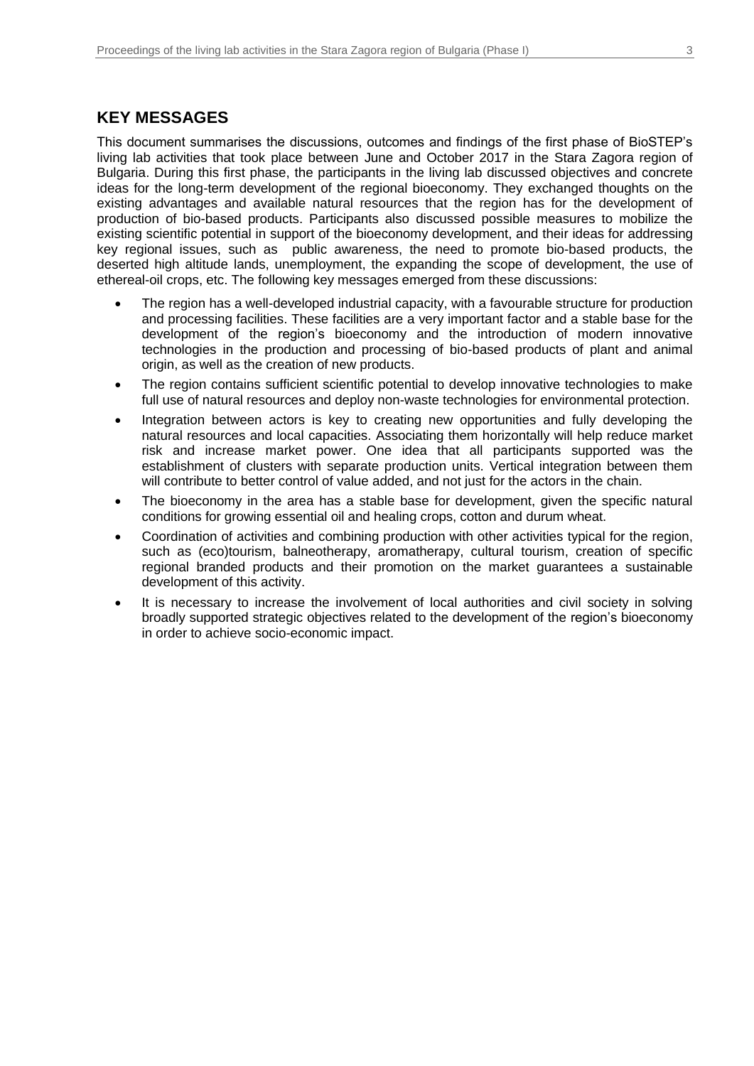## KEY MESSAGES

This document summarises the discussions, outcomes and findings of the first phase of BioSTEP's living lab activities that took place between June and October 2017 in the Stara Zagora region of Bulgaria. During this first phase, the participants in the living lab discussed objectives and concrete ideas for the long-term development of the regional bioeconomy. They exchanged thoughts on the existing advantages and available natural resources that the region has for the development of production of bio-based products. Participants also discussed possible measures to mobilize the existing scientific potential in support of the bioeconomy development, and their ideas for addressing key regional issues, such as public awareness, the need to promote bio-based products, the deserted high altitude lands, unemployment, the expanding the scope of development, the use of ethereal-oil crops, etc. The following key messages emerged from these discussions:

- The region has a well-developed industrial capacity, with a favourable structure for production and processing facilities. These facilities are a very important factor and a stable base for the development of the region's bioeconomy and the introduction of modern innovative technologies in the production and processing of bio-based products of plant and animal origin, as well as the creation of new products.
- The region contains sufficient scientific potential to develop innovative technologies to make full use of natural resources and deploy non-waste technologies for environmental protection.
- Integration between actors is key to creating new opportunities and fully developing the natural resources and local capacities. Associating them horizontally will help reduce market risk and increase market power. One idea that all participants supported was the establishment of clusters with separate production units. Vertical integration between them will contribute to better control of value added, and not just for the actors in the chain.
- The bioeconomy in the area has a stable base for development, given the specific natural conditions for growing essential oil and healing crops, cotton and durum wheat.
- Coordination of activities and combining production with other activities typical for the region, such as (eco)tourism, balneotherapy, aromatherapy, cultural tourism, creation of specific regional branded products and their promotion on the market guarantees a sustainable development of this activity.
- It is necessary to increase the involvement of local authorities and civil society in solving broadly supported strategic objectives related to the development of the region's bioeconomy in order to achieve socio-economic impact.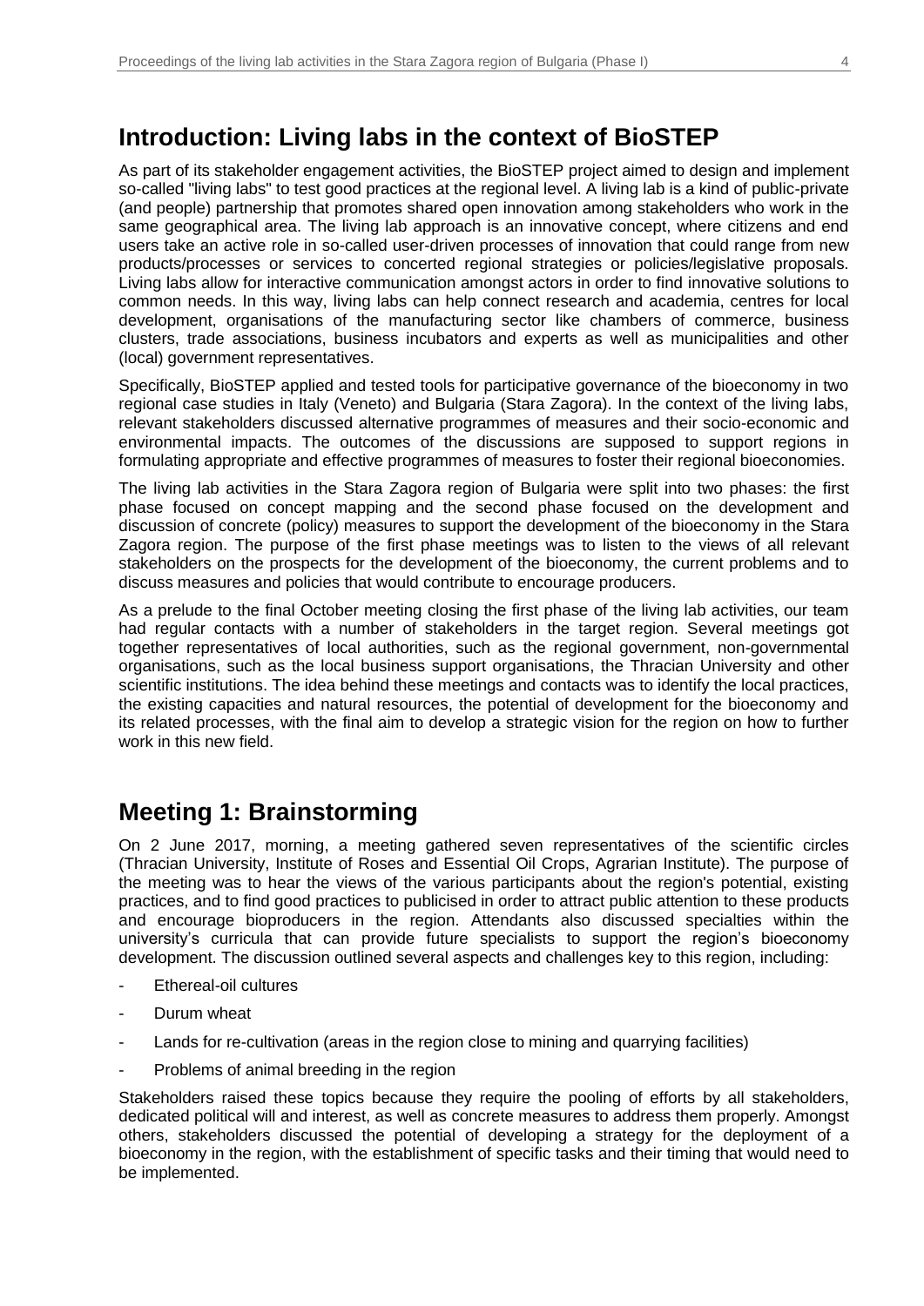## Introduction: Living labs in the context of BioSTEP

As part of its stakeholder engagement activities, the BioSTEP project aimed to design and implement so-called "living labs" to test good practices at the regional level. A living lab is a kind of public-private (and people) partnership that promotes shared open innovation among stakeholders who work in the same geographical area. The living lab approach is an innovative concept, where citizens and end users take an active role in so-called user-driven processes of innovation that could range from new products/processes or services to concerted regional strategies or policies/legislative proposals. Living labs allow for interactive communication amongst actors in order to find innovative solutions to common needs. In this way, living labs can help connect research and academia, centres for local development, organisations of the manufacturing sector like chambers of commerce, business clusters, trade associations, business incubators and experts as well as municipalities and other (local) government representatives.

Specifically, BioSTEP applied and tested tools for participative governance of the bioeconomy in two regional case studies in Italy (Veneto) and Bulgaria (Stara Zagora). In the context of the living labs, relevant stakeholders discussed alternative programmes of measures and their socio-economic and environmental impacts. The outcomes of the discussions are supposed to support regions in formulating appropriate and effective programmes of measures to foster their regional bioeconomies.

The living lab activities in the Stara Zagora region of Bulgaria were split into two phases: the first phase focused on concept mapping and the second phase focused on the development and discussion of concrete (policy) measures to support the development of the bioeconomy in the Stara Zagora region. The purpose of the first phase meetings was to listen to the views of all relevant stakeholders on the prospects for the development of the bioeconomy, the current problems and to discuss measures and policies that would contribute to encourage producers.

As a prelude to the final October meeting closing the first phase of the living lab activities, our team had regular contacts with a number of stakeholders in the target region. Several meetings got together representatives of local authorities, such as the regional government, non-governmental organisations, such as the local business support organisations, the Thracian University and other scientific institutions. The idea behind these meetings and contacts was to identify the local practices, the existing capacities and natural resources, the potential of development for the bioeconomy and its related processes, with the final aim to develop a strategic vision for the region on how to further work in this new field.

## Meeting 1: Brainstorming

On 2 June 2017, morning, a meeting gathered seven representatives of the scientific circles (Thracian University, Institute of Roses and Essential Oil Crops, Agrarian Institute). The purpose of the meeting was to hear the views of the various participants about the region's potential, existing practices, and to find good practices to publicised in order to attract public attention to these products and encourage bioproducers in the region. Attendants also discussed specialties within the university's curricula that can provide future specialists to support the region's bioeconomy development. The discussion outlined several aspects and challenges key to this region, including:

- Ethereal-oil cultures
- Durum wheat
- Lands for re-cultivation (areas in the region close to mining and quarrying facilities)
- Problems of animal breeding in the region

Stakeholders raised these topics because they require the pooling of efforts by all stakeholders, dedicated political will and interest, as well as concrete measures to address them properly. Amongst others, stakeholders discussed the potential of developing a strategy for the deployment of a bioeconomy in the region, with the establishment of specific tasks and their timing that would need to be implemented.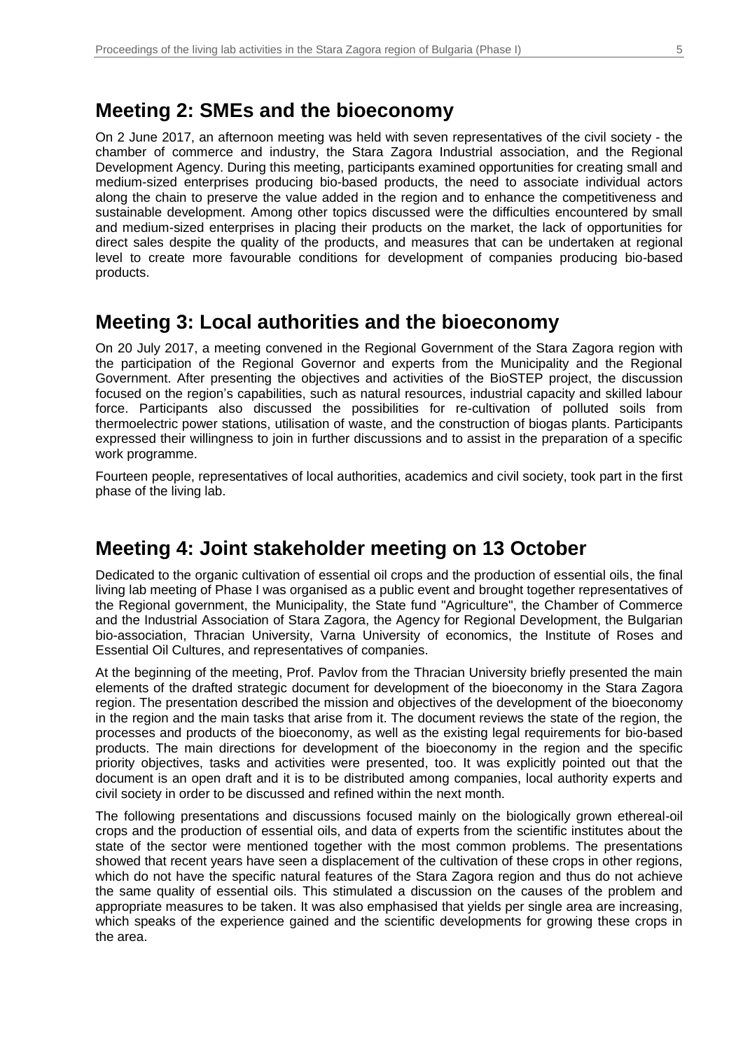## Meeting 2: SMEs and the bioeconomy

On 2 June 2017, an afternoon meeting was held with seven representatives of the civil society - the chamber of commerce and industry, the Stara Zagora Industrial association, and the Regional Development Agency. During this meeting, participants examined opportunities for creating small and medium-sized enterprises producing bio-based products, the need to associate individual actors along the chain to preserve the value added in the region and to enhance the competitiveness and sustainable development. Among other topics discussed were the difficulties encountered by small and medium-sized enterprises in placing their products on the market, the lack of opportunities for direct sales despite the quality of the products, and measures that can be undertaken at regional level to create more favourable conditions for development of companies producing bio-based products.

## Meeting 3: Local authorities and the bioeconomy

On 20 July 2017, a meeting convened in the Regional Government of the Stara Zagora region with the participation of the Regional Governor and experts from the Municipality and the Regional Government. After presenting the objectives and activities of the BioSTEP project, the discussion focused on the region's capabilities, such as natural resources, industrial capacity and skilled labour force. Participants also discussed the possibilities for re-cultivation of polluted soils from thermoelectric power stations, utilisation of waste, and the construction of biogas plants. Participants expressed their willingness to join in further discussions and to assist in the preparation of a specific work programme.

Fourteen people, representatives of local authorities, academics and civil society, took part in the first phase of the living lab.

## Meeting 4: Joint stakeholder meeting on 13 October

Dedicated to the organic cultivation of essential oil crops and the production of essential oils, the final living lab meeting of Phase I was organised as a public event and brought together representatives of the Regional government, the Municipality, the State fund "Agriculture", the Chamber of Commerce and the Industrial Association of Stara Zagora, the Agency for Regional Development, the Bulgarian bio-association, Thracian University, Varna University of economics, the Institute of Roses and Essential Oil Cultures, and representatives of companies.

At the beginning of the meeting, Prof. Pavlov from the Thracian University briefly presented the main elements of the drafted strategic document for development of the bioeconomy in the Stara Zagora region. The presentation described the mission and objectives of the development of the bioeconomy in the region and the main tasks that arise from it. The document reviews the state of the region, the processes and products of the bioeconomy, as well as the existing legal requirements for bio-based products. The main directions for development of the bioeconomy in the region and the specific priority objectives, tasks and activities were presented, too. It was explicitly pointed out that the document is an open draft and it is to be distributed among companies, local authority experts and civil society in order to be discussed and refined within the next month.

The following presentations and discussions focused mainly on the biologically grown ethereal-oil crops and the production of essential oils, and data of experts from the scientific institutes about the state of the sector were mentioned together with the most common problems. The presentations showed that recent years have seen a displacement of the cultivation of these crops in other regions, which do not have the specific natural features of the Stara Zagora region and thus do not achieve the same quality of essential oils. This stimulated a discussion on the causes of the problem and appropriate measures to be taken. It was also emphasised that yields per single area are increasing, which speaks of the experience gained and the scientific developments for growing these crops in the area.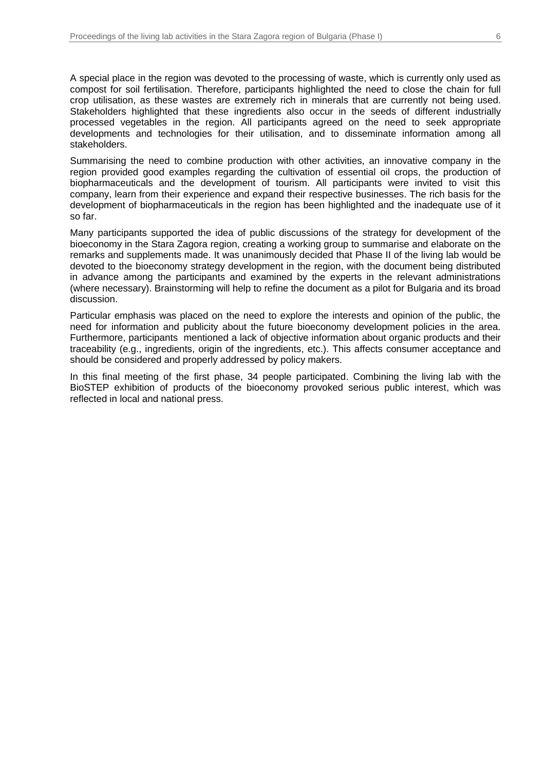A special place in the region was devoted to the processing of waste, which is currently only used as compost for soil fertilisation. Therefore, participants highlighted the need to close the chain for full crop utilisation, as these wastes are extremely rich in minerals that are currently not being used. Stakeholders highlighted that these ingredients also occur in the seeds of different industrially processed vegetables in the region. All participants agreed on the need to seek appropriate developments and technologies for their utilisation, and to disseminate information among all stakeholders.

Summarising the need to combine production with other activities, an innovative company in the region provided good examples regarding the cultivation of essential oil crops, the production of biopharmaceuticals and the development of tourism. All participants were invited to visit this company, learn from their experience and expand their respective businesses. The rich basis for the development of biopharmaceuticals in the region has been highlighted and the inadequate use of it so far.

Many participants supported the idea of public discussions of the strategy for development of the bioeconomy in the Stara Zagora region, creating a working group to summarise and elaborate on the remarks and supplements made. It was unanimously decided that Phase II of the living lab would be devoted to the bioeconomy strategy development in the region, with the document being distributed in advance among the participants and examined by the experts in the relevant administrations (where necessary). Brainstorming will help to refine the document as a pilot for Bulgaria and its broad discussion.

Particular emphasis was placed on the need to explore the interests and opinion of the public, the need for information and publicity about the future bioeconomy development policies in the area. Furthermore, participants mentioned a lack of objective information about organic products and their traceability (e.g., ingredients, origin of the ingredients, etc.). This affects consumer acceptance and should be considered and properly addressed by policy makers.

In this final meeting of the first phase, 34 people participated. Combining the living lab with the BioSTEP exhibition of products of the bioeconomy provoked serious public interest, which was reflected in local and national press.